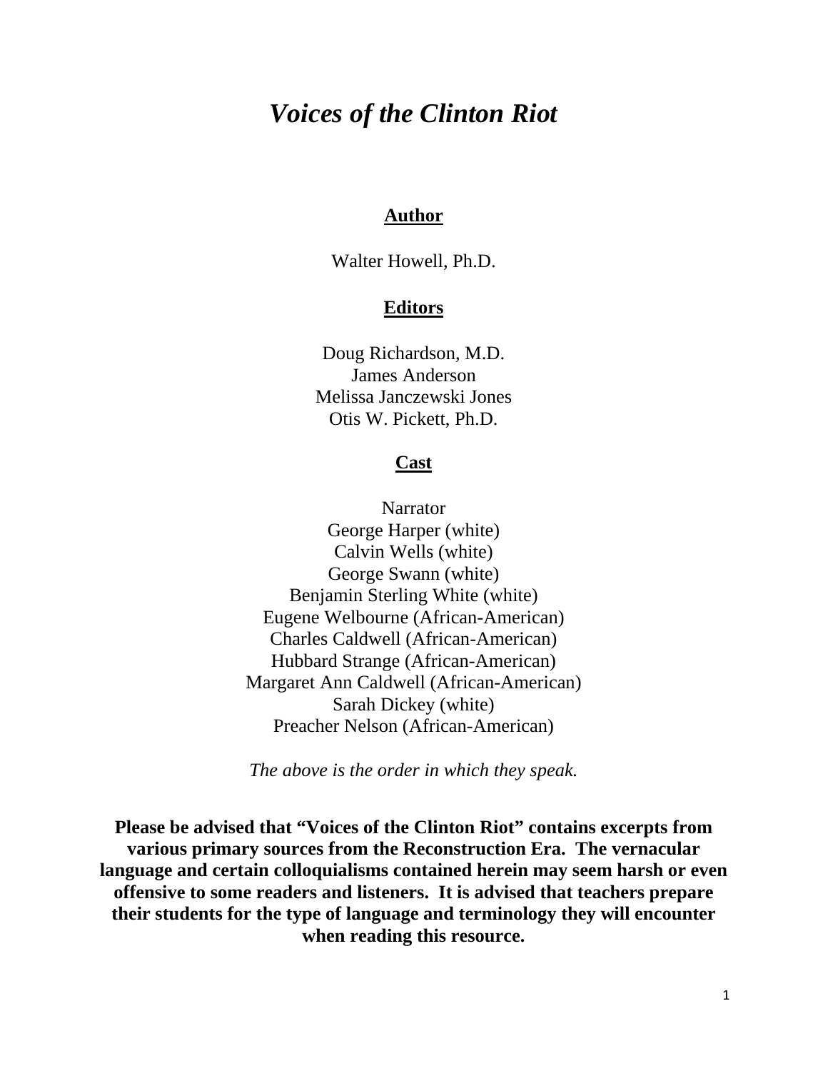# *Voices of the Clinton Riot*

**Author**

Walter Howell, Ph.D.

**Editors**

Doug Richardson, M.D.
James Anderson
Melissa Janczewski Jones
Otis W. Pickett, Ph.D.

**Cast**

Narrator
George Harper (white)
Calvin Wells (white)
George Swann (white)
Benjamin Sterling White (white)
Eugene Welbourne (African-American)
Charles Caldwell (African-American)
Hubbard Strange (African-American)
Margaret Ann Caldwell (African-American)
Sarah Dickey (white)
Preacher Nelson (African-American)

*The above is the order in which they speak.*

**Please be advised that "Voices of the Clinton Riot" contains excerpts from various primary sources from the Reconstruction Era. The vernacular language and certain colloquialisms contained herein may seem harsh or even offensive to some readers and listeners. It is advised that teachers prepare their students for the type of language and terminology they will encounter when reading this resource.**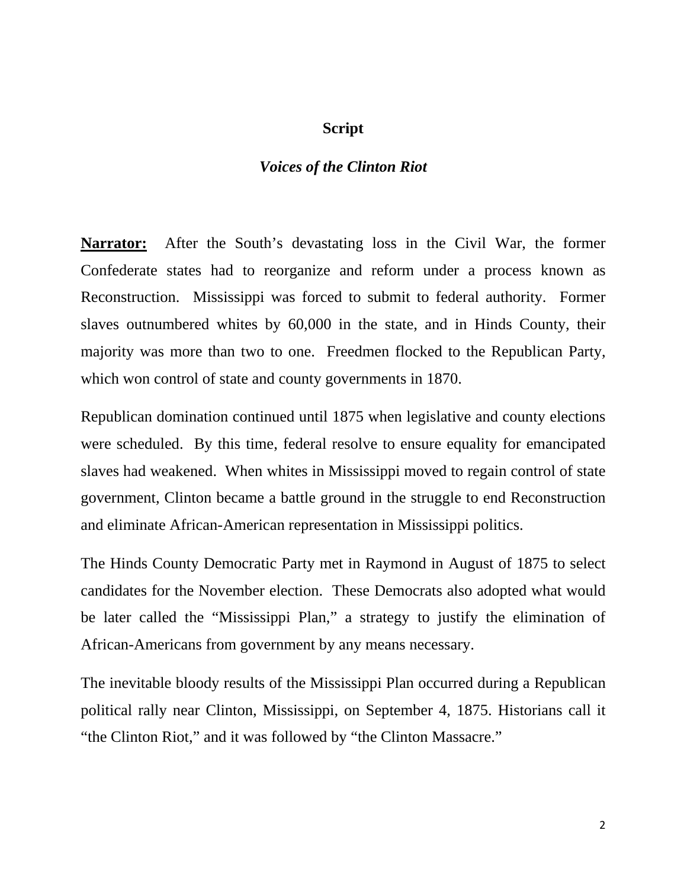**Script**

***Voices of the Clinton Riot***

**Narrator:** After the South's devastating loss in the Civil War, the former Confederate states had to reorganize and reform under a process known as Reconstruction. Mississippi was forced to submit to federal authority. Former slaves outnumbered whites by 60,000 in the state, and in Hinds County, their majority was more than two to one. Freedmen flocked to the Republican Party, which won control of state and county governments in 1870.

Republican domination continued until 1875 when legislative and county elections were scheduled. By this time, federal resolve to ensure equality for emancipated slaves had weakened. When whites in Mississippi moved to regain control of state government, Clinton became a battle ground in the struggle to end Reconstruction and eliminate African-American representation in Mississippi politics.

The Hinds County Democratic Party met in Raymond in August of 1875 to select candidates for the November election. These Democrats also adopted what would be later called the "Mississippi Plan," a strategy to justify the elimination of African-Americans from government by any means necessary.

The inevitable bloody results of the Mississippi Plan occurred during a Republican political rally near Clinton, Mississippi, on September 4, 1875. Historians call it "the Clinton Riot," and it was followed by "the Clinton Massacre."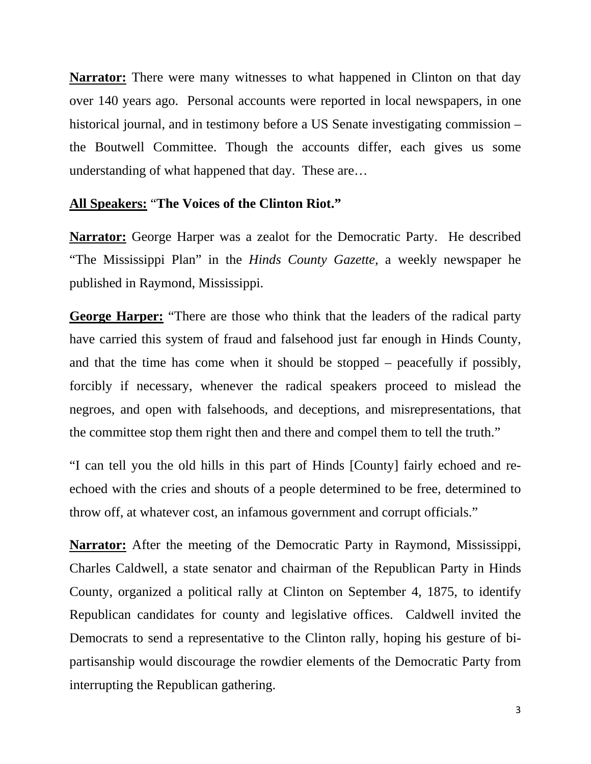**Narrator:** There were many witnesses to what happened in Clinton on that day over 140 years ago. Personal accounts were reported in local newspapers, in one historical journal, and in testimony before a US Senate investigating commission – the Boutwell Committee. Though the accounts differ, each gives us some understanding of what happened that day. These are…

**All Speakers:** "**The Voices of the Clinton Riot.**"

**Narrator:** George Harper was a zealot for the Democratic Party. He described "The Mississippi Plan" in the *Hinds County Gazette,* a weekly newspaper he published in Raymond, Mississippi.

**George Harper:** "There are those who think that the leaders of the radical party have carried this system of fraud and falsehood just far enough in Hinds County, and that the time has come when it should be stopped – peacefully if possibly, forcibly if necessary, whenever the radical speakers proceed to mislead the negroes, and open with falsehoods, and deceptions, and misrepresentations, that the committee stop them right then and there and compel them to tell the truth."

"I can tell you the old hills in this part of Hinds [County] fairly echoed and re-echoed with the cries and shouts of a people determined to be free, determined to throw off, at whatever cost, an infamous government and corrupt officials."

**Narrator:** After the meeting of the Democratic Party in Raymond, Mississippi, Charles Caldwell, a state senator and chairman of the Republican Party in Hinds County, organized a political rally at Clinton on September 4, 1875, to identify Republican candidates for county and legislative offices. Caldwell invited the Democrats to send a representative to the Clinton rally, hoping his gesture of bi-partisanship would discourage the rowdier elements of the Democratic Party from interrupting the Republican gathering.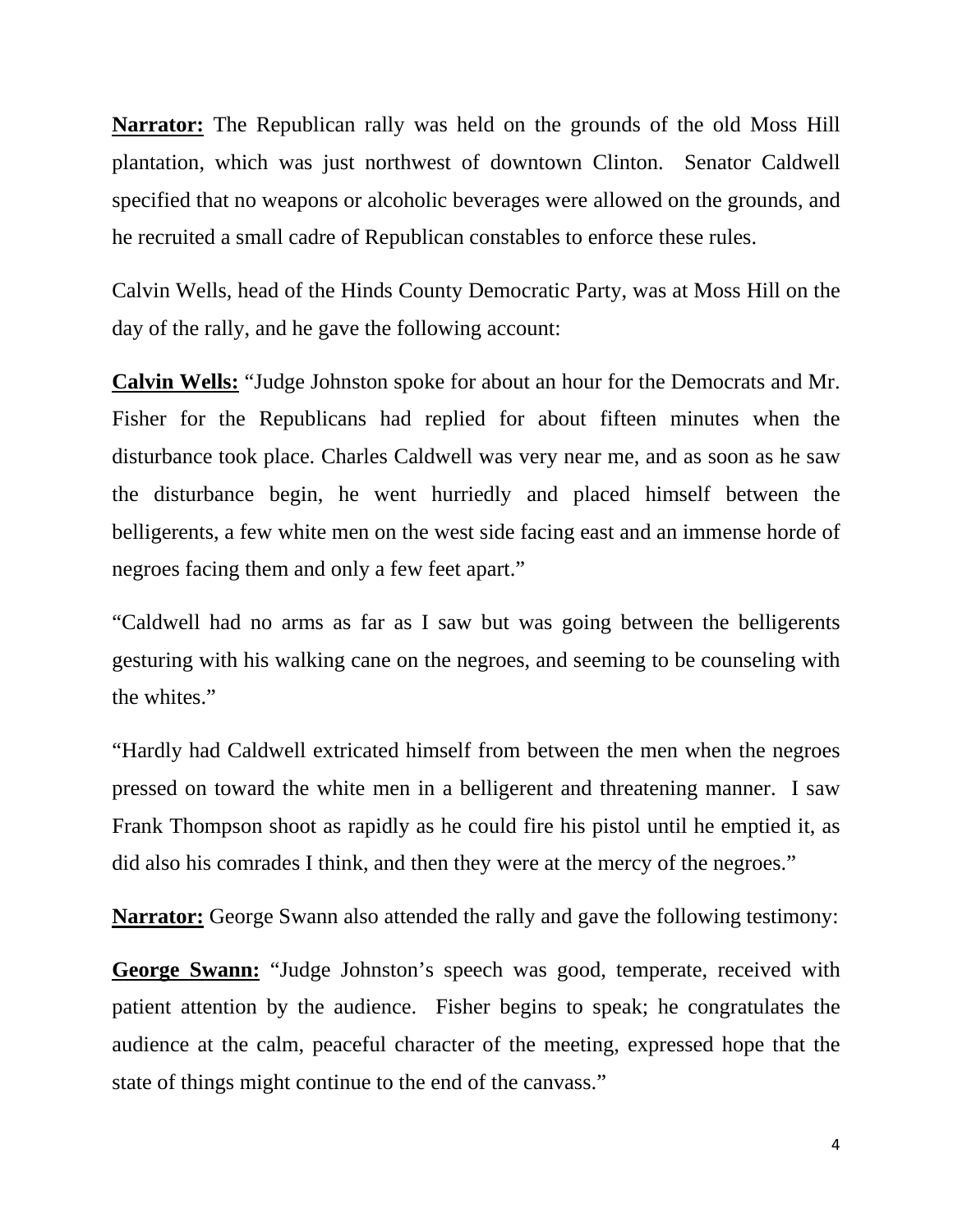**Narrator:** The Republican rally was held on the grounds of the old Moss Hill plantation, which was just northwest of downtown Clinton. Senator Caldwell specified that no weapons or alcoholic beverages were allowed on the grounds, and he recruited a small cadre of Republican constables to enforce these rules.

Calvin Wells, head of the Hinds County Democratic Party, was at Moss Hill on the day of the rally, and he gave the following account:

**Calvin Wells:** "Judge Johnston spoke for about an hour for the Democrats and Mr. Fisher for the Republicans had replied for about fifteen minutes when the disturbance took place. Charles Caldwell was very near me, and as soon as he saw the disturbance begin, he went hurriedly and placed himself between the belligerents, a few white men on the west side facing east and an immense horde of negroes facing them and only a few feet apart."

"Caldwell had no arms as far as I saw but was going between the belligerents gesturing with his walking cane on the negroes, and seeming to be counseling with the whites."

"Hardly had Caldwell extricated himself from between the men when the negroes pressed on toward the white men in a belligerent and threatening manner. I saw Frank Thompson shoot as rapidly as he could fire his pistol until he emptied it, as did also his comrades I think, and then they were at the mercy of the negroes."

**Narrator:** George Swann also attended the rally and gave the following testimony:

**George Swann:** "Judge Johnston's speech was good, temperate, received with patient attention by the audience. Fisher begins to speak; he congratulates the audience at the calm, peaceful character of the meeting, expressed hope that the state of things might continue to the end of the canvass."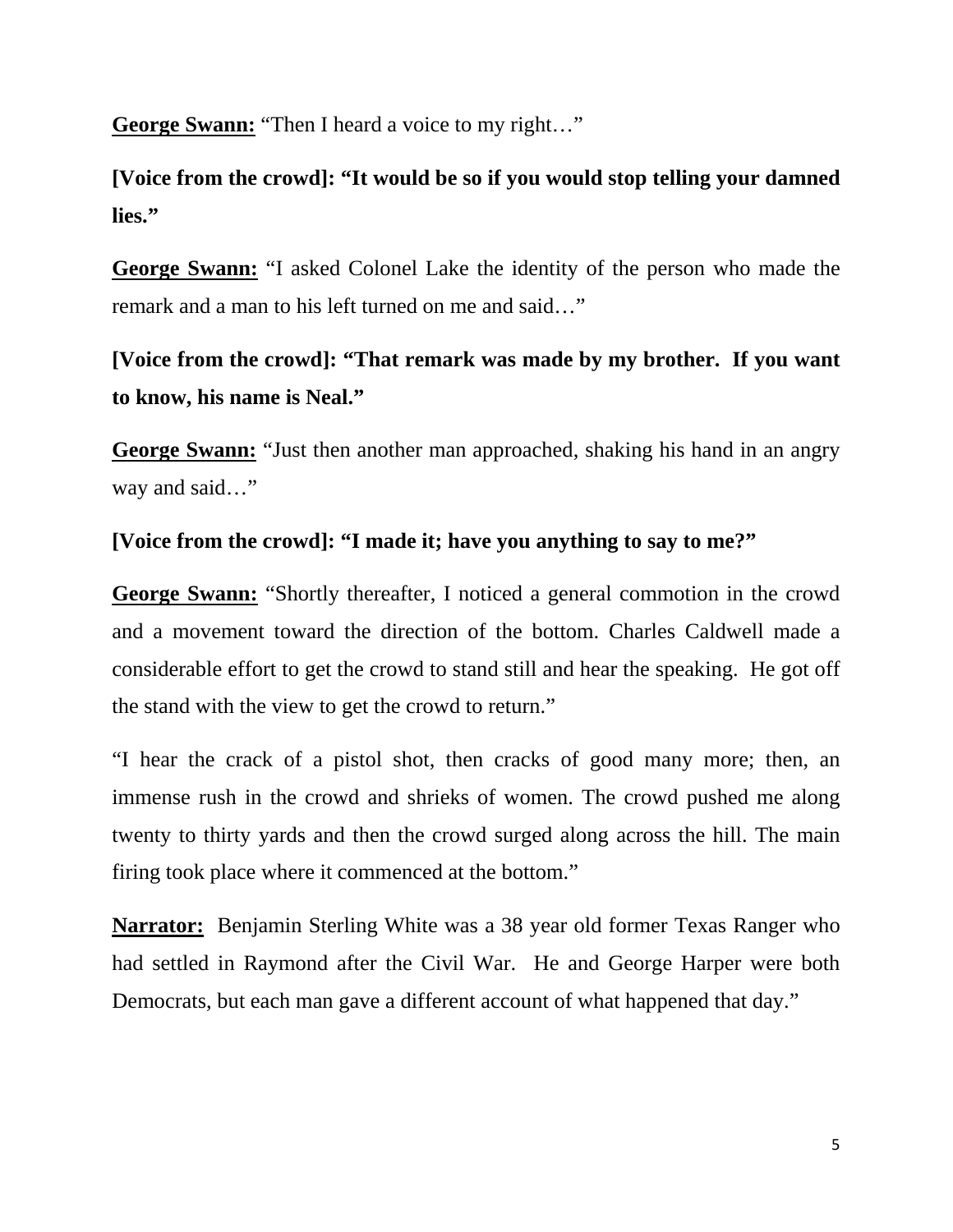**George Swann:** "Then I heard a voice to my right…"

**[Voice from the crowd]: "It would be so if you would stop telling your damned lies."**

**George Swann:** "I asked Colonel Lake the identity of the person who made the remark and a man to his left turned on me and said…"

**[Voice from the crowd]: "That remark was made by my brother. If you want to know, his name is Neal."**

**George Swann:** "Just then another man approached, shaking his hand in an angry way and said…"

**[Voice from the crowd]: "I made it; have you anything to say to me?"**

**George Swann:** "Shortly thereafter, I noticed a general commotion in the crowd and a movement toward the direction of the bottom. Charles Caldwell made a considerable effort to get the crowd to stand still and hear the speaking. He got off the stand with the view to get the crowd to return."

"I hear the crack of a pistol shot, then cracks of good many more; then, an immense rush in the crowd and shrieks of women. The crowd pushed me along twenty to thirty yards and then the crowd surged along across the hill. The main firing took place where it commenced at the bottom."

**Narrator:** Benjamin Sterling White was a 38 year old former Texas Ranger who had settled in Raymond after the Civil War. He and George Harper were both Democrats, but each man gave a different account of what happened that day."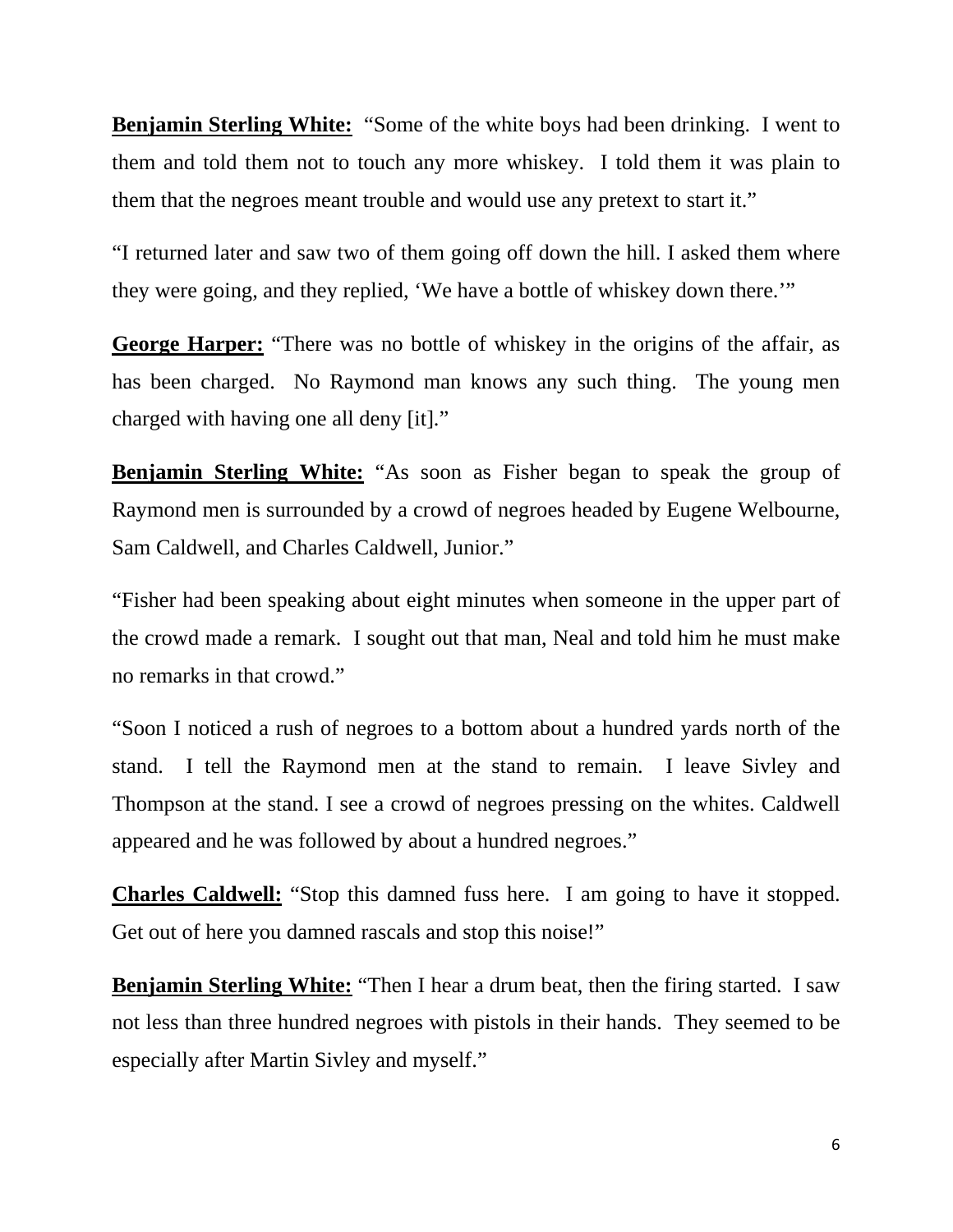**Benjamin Sterling White:** "Some of the white boys had been drinking. I went to them and told them not to touch any more whiskey. I told them it was plain to them that the negroes meant trouble and would use any pretext to start it."

"I returned later and saw two of them going off down the hill. I asked them where they were going, and they replied, 'We have a bottle of whiskey down there.'"

**George Harper:** "There was no bottle of whiskey in the origins of the affair, as has been charged. No Raymond man knows any such thing. The young men charged with having one all deny [it]."

**Benjamin Sterling White:** "As soon as Fisher began to speak the group of Raymond men is surrounded by a crowd of negroes headed by Eugene Welbourne, Sam Caldwell, and Charles Caldwell, Junior."

"Fisher had been speaking about eight minutes when someone in the upper part of the crowd made a remark. I sought out that man, Neal and told him he must make no remarks in that crowd."

"Soon I noticed a rush of negroes to a bottom about a hundred yards north of the stand. I tell the Raymond men at the stand to remain. I leave Sivley and Thompson at the stand. I see a crowd of negroes pressing on the whites. Caldwell appeared and he was followed by about a hundred negroes."

**Charles Caldwell:** "Stop this damned fuss here. I am going to have it stopped. Get out of here you damned rascals and stop this noise!"

**Benjamin Sterling White:** "Then I hear a drum beat, then the firing started. I saw not less than three hundred negroes with pistols in their hands. They seemed to be especially after Martin Sivley and myself."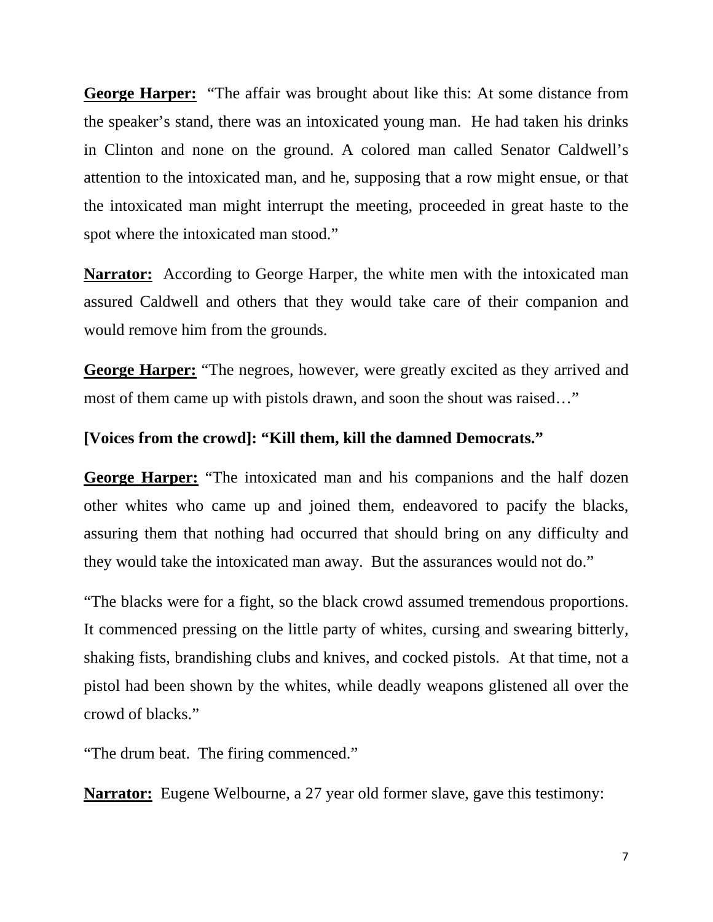**George Harper:** "The affair was brought about like this: At some distance from the speaker's stand, there was an intoxicated young man. He had taken his drinks in Clinton and none on the ground. A colored man called Senator Caldwell's attention to the intoxicated man, and he, supposing that a row might ensue, or that the intoxicated man might interrupt the meeting, proceeded in great haste to the spot where the intoxicated man stood."

**Narrator:** According to George Harper, the white men with the intoxicated man assured Caldwell and others that they would take care of their companion and would remove him from the grounds.

**George Harper:** "The negroes, however, were greatly excited as they arrived and most of them came up with pistols drawn, and soon the shout was raised…"

**[Voices from the crowd]: "Kill them, kill the damned Democrats."**

**George Harper:** "The intoxicated man and his companions and the half dozen other whites who came up and joined them, endeavored to pacify the blacks, assuring them that nothing had occurred that should bring on any difficulty and they would take the intoxicated man away. But the assurances would not do."

"The blacks were for a fight, so the black crowd assumed tremendous proportions. It commenced pressing on the little party of whites, cursing and swearing bitterly, shaking fists, brandishing clubs and knives, and cocked pistols. At that time, not a pistol had been shown by the whites, while deadly weapons glistened all over the crowd of blacks."

"The drum beat. The firing commenced."

**Narrator:** Eugene Welbourne, a 27 year old former slave, gave this testimony: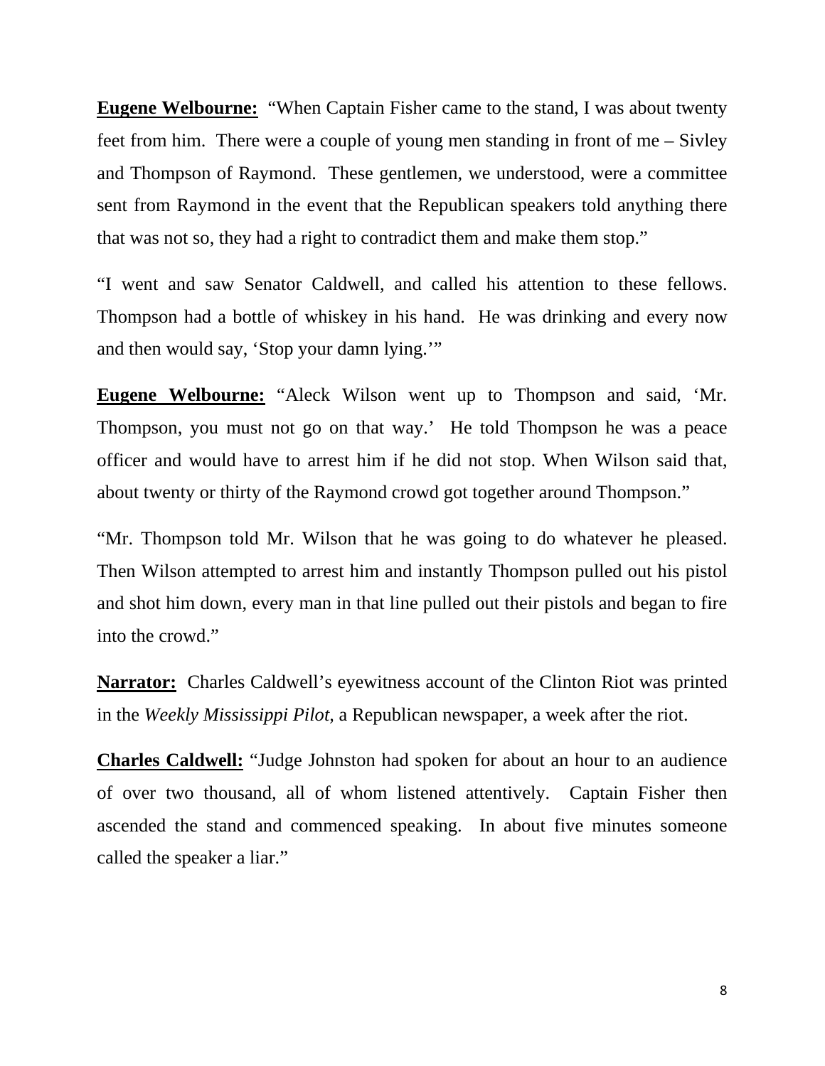**Eugene Welbourne:** "When Captain Fisher came to the stand, I was about twenty feet from him. There were a couple of young men standing in front of me – Sivley and Thompson of Raymond. These gentlemen, we understood, were a committee sent from Raymond in the event that the Republican speakers told anything there that was not so, they had a right to contradict them and make them stop."

"I went and saw Senator Caldwell, and called his attention to these fellows. Thompson had a bottle of whiskey in his hand. He was drinking and every now and then would say, 'Stop your damn lying.'"

**Eugene Welbourne:** "Aleck Wilson went up to Thompson and said, 'Mr. Thompson, you must not go on that way.' He told Thompson he was a peace officer and would have to arrest him if he did not stop. When Wilson said that, about twenty or thirty of the Raymond crowd got together around Thompson."

"Mr. Thompson told Mr. Wilson that he was going to do whatever he pleased. Then Wilson attempted to arrest him and instantly Thompson pulled out his pistol and shot him down, every man in that line pulled out their pistols and began to fire into the crowd."

**Narrator:** Charles Caldwell's eyewitness account of the Clinton Riot was printed in the *Weekly Mississippi Pilot,* a Republican newspaper, a week after the riot.

**Charles Caldwell:** "Judge Johnston had spoken for about an hour to an audience of over two thousand, all of whom listened attentively. Captain Fisher then ascended the stand and commenced speaking. In about five minutes someone called the speaker a liar."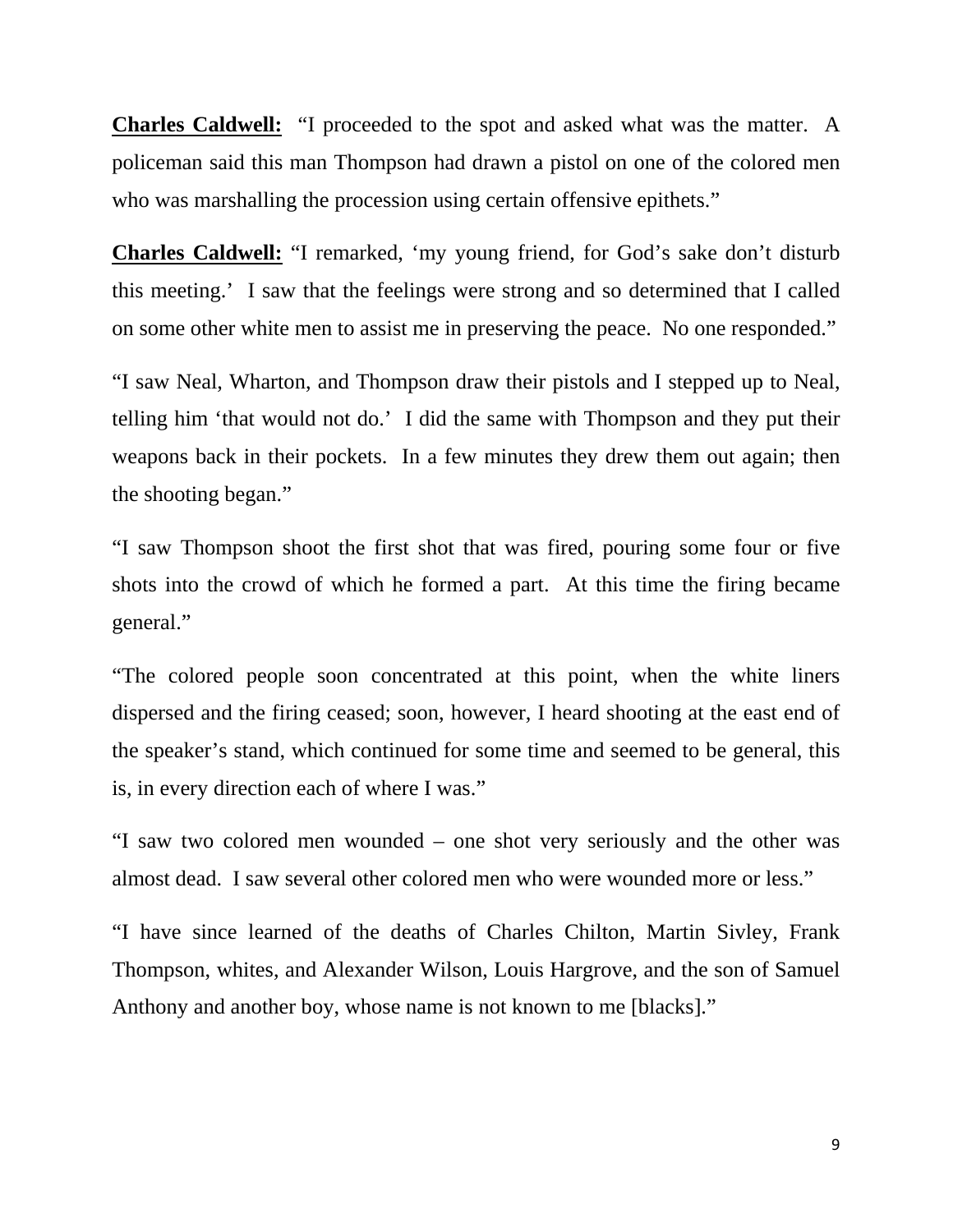**<u>Charles Caldwell:</u>** "I proceeded to the spot and asked what was the matter. A policeman said this man Thompson had drawn a pistol on one of the colored men who was marshalling the procession using certain offensive epithets."

**<u>Charles Caldwell:</u>** "I remarked, 'my young friend, for God's sake don't disturb this meeting.' I saw that the feelings were strong and so determined that I called on some other white men to assist me in preserving the peace. No one responded."

"I saw Neal, Wharton, and Thompson draw their pistols and I stepped up to Neal, telling him 'that would not do.' I did the same with Thompson and they put their weapons back in their pockets. In a few minutes they drew them out again; then the shooting began."

"I saw Thompson shoot the first shot that was fired, pouring some four or five shots into the crowd of which he formed a part. At this time the firing became general."

"The colored people soon concentrated at this point, when the white liners dispersed and the firing ceased; soon, however, I heard shooting at the east end of the speaker's stand, which continued for some time and seemed to be general, this is, in every direction each of where I was."

"I saw two colored men wounded – one shot very seriously and the other was almost dead. I saw several other colored men who were wounded more or less."

"I have since learned of the deaths of Charles Chilton, Martin Sivley, Frank Thompson, whites, and Alexander Wilson, Louis Hargrove, and the son of Samuel Anthony and another boy, whose name is not known to me [blacks]."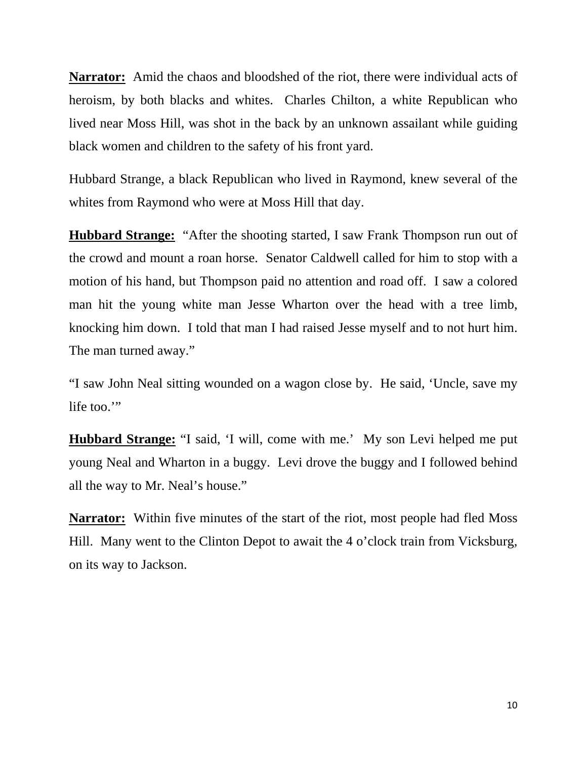**Narrator:** Amid the chaos and bloodshed of the riot, there were individual acts of heroism, by both blacks and whites. Charles Chilton, a white Republican who lived near Moss Hill, was shot in the back by an unknown assailant while guiding black women and children to the safety of his front yard.

Hubbard Strange, a black Republican who lived in Raymond, knew several of the whites from Raymond who were at Moss Hill that day.

**Hubbard Strange:** "After the shooting started, I saw Frank Thompson run out of the crowd and mount a roan horse. Senator Caldwell called for him to stop with a motion of his hand, but Thompson paid no attention and road off. I saw a colored man hit the young white man Jesse Wharton over the head with a tree limb, knocking him down. I told that man I had raised Jesse myself and to not hurt him. The man turned away."

"I saw John Neal sitting wounded on a wagon close by. He said, 'Uncle, save my life too.'"

**Hubbard Strange:** "I said, 'I will, come with me.' My son Levi helped me put young Neal and Wharton in a buggy. Levi drove the buggy and I followed behind all the way to Mr. Neal's house."

**Narrator:** Within five minutes of the start of the riot, most people had fled Moss Hill. Many went to the Clinton Depot to await the 4 o'clock train from Vicksburg, on its way to Jackson.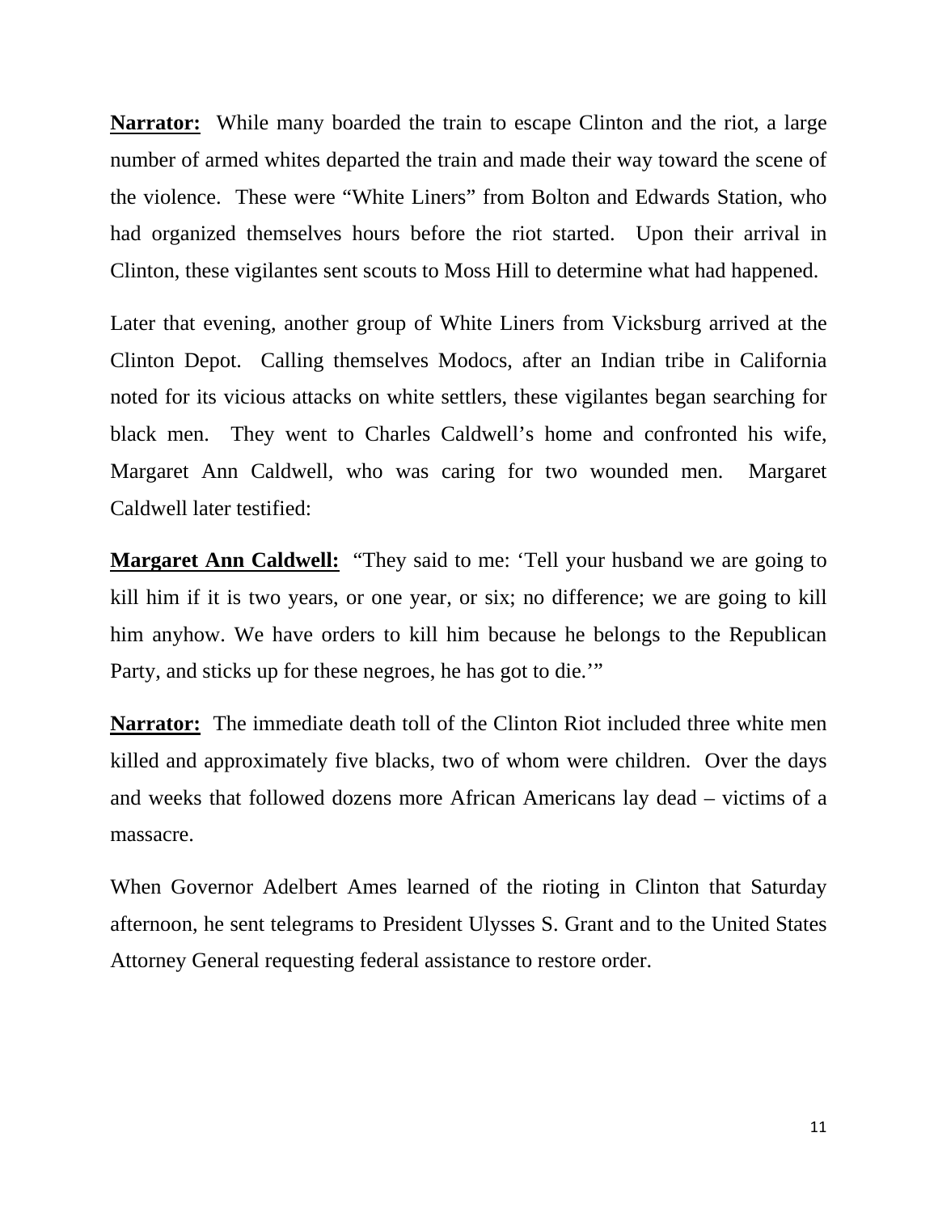**Narrator:** While many boarded the train to escape Clinton and the riot, a large number of armed whites departed the train and made their way toward the scene of the violence. These were "White Liners" from Bolton and Edwards Station, who had organized themselves hours before the riot started. Upon their arrival in Clinton, these vigilantes sent scouts to Moss Hill to determine what had happened.

Later that evening, another group of White Liners from Vicksburg arrived at the Clinton Depot. Calling themselves Modocs, after an Indian tribe in California noted for its vicious attacks on white settlers, these vigilantes began searching for black men. They went to Charles Caldwell's home and confronted his wife, Margaret Ann Caldwell, who was caring for two wounded men. Margaret Caldwell later testified:

**Margaret Ann Caldwell:** "They said to me: 'Tell your husband we are going to kill him if it is two years, or one year, or six; no difference; we are going to kill him anyhow. We have orders to kill him because he belongs to the Republican Party, and sticks up for these negroes, he has got to die.'"

**Narrator:** The immediate death toll of the Clinton Riot included three white men killed and approximately five blacks, two of whom were children. Over the days and weeks that followed dozens more African Americans lay dead – victims of a massacre.

When Governor Adelbert Ames learned of the rioting in Clinton that Saturday afternoon, he sent telegrams to President Ulysses S. Grant and to the United States Attorney General requesting federal assistance to restore order.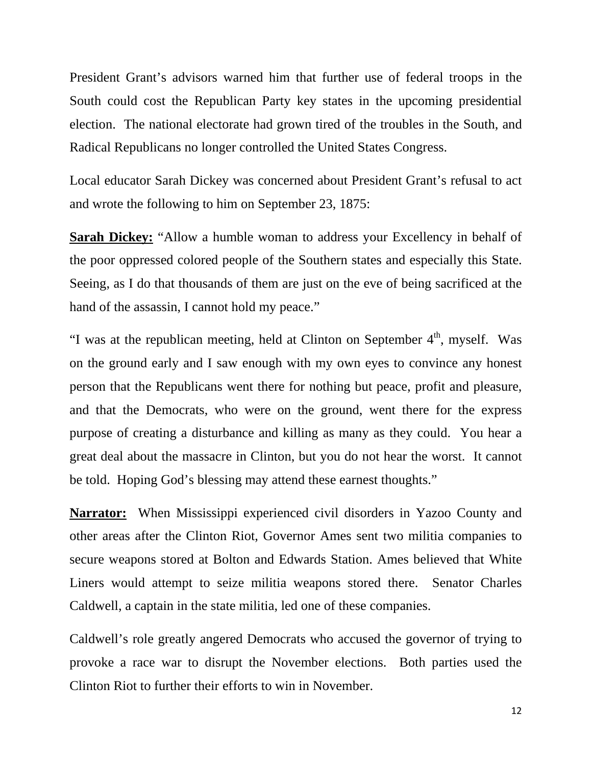President Grant's advisors warned him that further use of federal troops in the South could cost the Republican Party key states in the upcoming presidential election. The national electorate had grown tired of the troubles in the South, and Radical Republicans no longer controlled the United States Congress.

Local educator Sarah Dickey was concerned about President Grant's refusal to act and wrote the following to him on September 23, 1875:

**Sarah Dickey:** "Allow a humble woman to address your Excellency in behalf of the poor oppressed colored people of the Southern states and especially this State. Seeing, as I do that thousands of them are just on the eve of being sacrificed at the hand of the assassin, I cannot hold my peace."

"I was at the republican meeting, held at Clinton on September 4th, myself. Was on the ground early and I saw enough with my own eyes to convince any honest person that the Republicans went there for nothing but peace, profit and pleasure, and that the Democrats, who were on the ground, went there for the express purpose of creating a disturbance and killing as many as they could. You hear a great deal about the massacre in Clinton, but you do not hear the worst. It cannot be told. Hoping God's blessing may attend these earnest thoughts."

**Narrator:** When Mississippi experienced civil disorders in Yazoo County and other areas after the Clinton Riot, Governor Ames sent two militia companies to secure weapons stored at Bolton and Edwards Station. Ames believed that White Liners would attempt to seize militia weapons stored there. Senator Charles Caldwell, a captain in the state militia, led one of these companies.

Caldwell's role greatly angered Democrats who accused the governor of trying to provoke a race war to disrupt the November elections. Both parties used the Clinton Riot to further their efforts to win in November.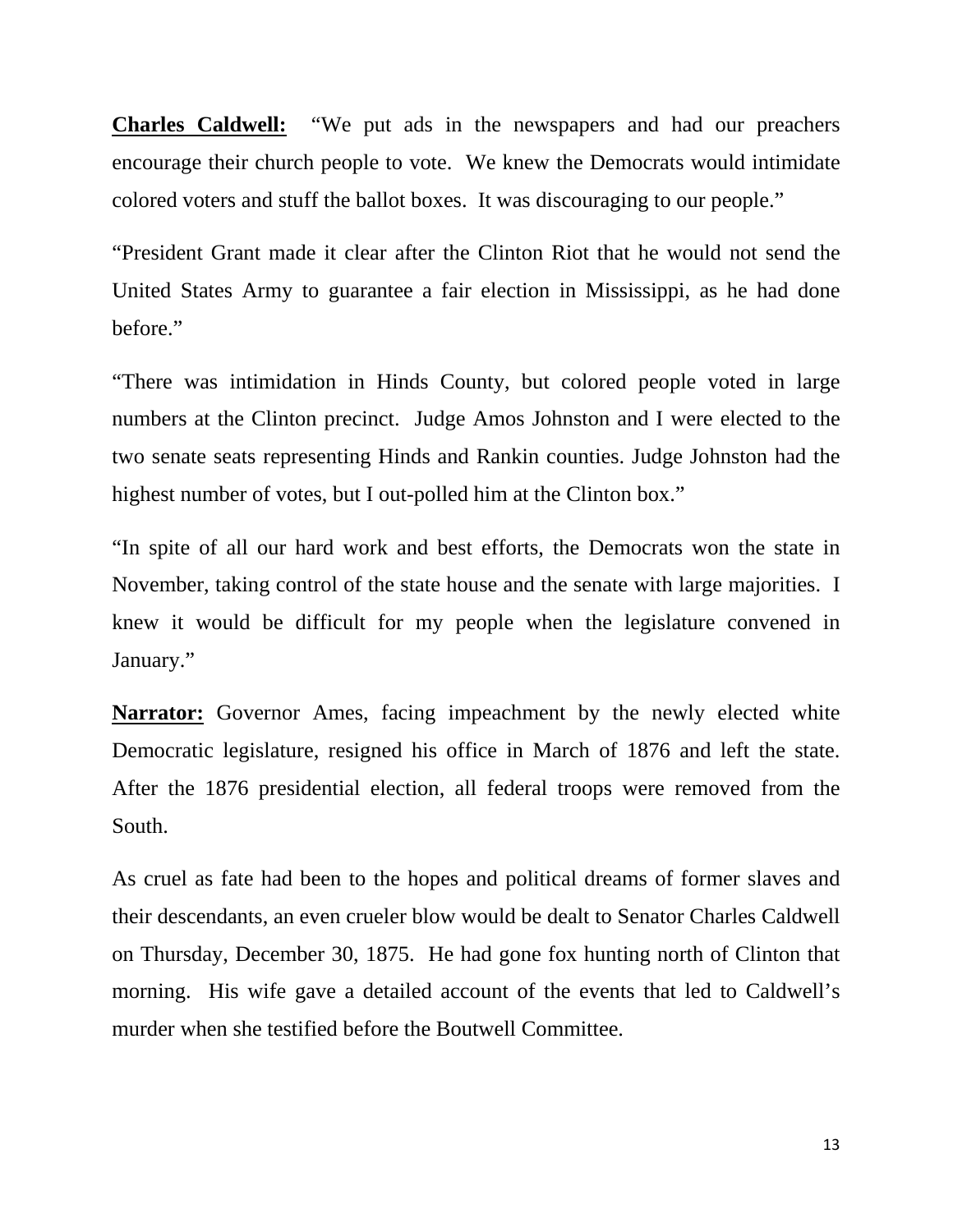**Charles Caldwell:** “We put ads in the newspapers and had our preachers encourage their church people to vote. We knew the Democrats would intimidate colored voters and stuff the ballot boxes. It was discouraging to our people.”

“President Grant made it clear after the Clinton Riot that he would not send the United States Army to guarantee a fair election in Mississippi, as he had done before.”

“There was intimidation in Hinds County, but colored people voted in large numbers at the Clinton precinct. Judge Amos Johnston and I were elected to the two senate seats representing Hinds and Rankin counties. Judge Johnston had the highest number of votes, but I out-polled him at the Clinton box.”

“In spite of all our hard work and best efforts, the Democrats won the state in November, taking control of the state house and the senate with large majorities. I knew it would be difficult for my people when the legislature convened in January.”

**Narrator:** Governor Ames, facing impeachment by the newly elected white Democratic legislature, resigned his office in March of 1876 and left the state. After the 1876 presidential election, all federal troops were removed from the South.

As cruel as fate had been to the hopes and political dreams of former slaves and their descendants, an even crueler blow would be dealt to Senator Charles Caldwell on Thursday, December 30, 1875. He had gone fox hunting north of Clinton that morning. His wife gave a detailed account of the events that led to Caldwell’s murder when she testified before the Boutwell Committee.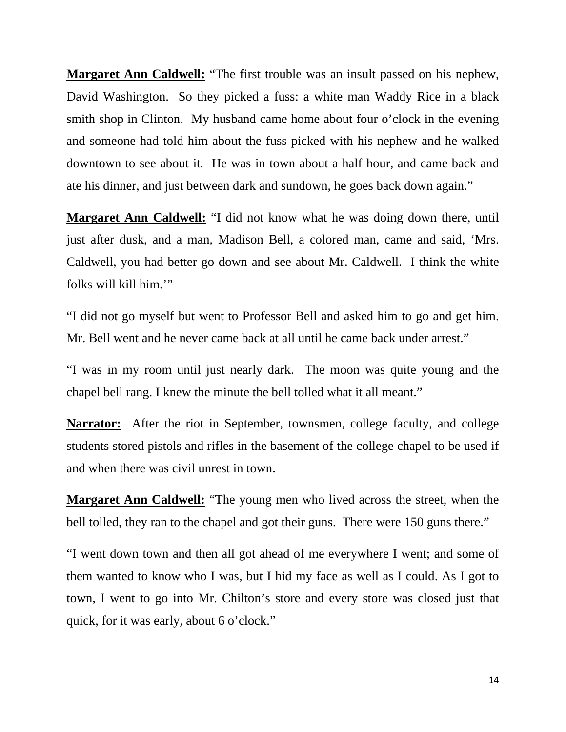**Margaret Ann Caldwell:** "The first trouble was an insult passed on his nephew, David Washington. So they picked a fuss: a white man Waddy Rice in a black smith shop in Clinton. My husband came home about four o'clock in the evening and someone had told him about the fuss picked with his nephew and he walked downtown to see about it. He was in town about a half hour, and came back and ate his dinner, and just between dark and sundown, he goes back down again."

**Margaret Ann Caldwell:** "I did not know what he was doing down there, until just after dusk, and a man, Madison Bell, a colored man, came and said, 'Mrs. Caldwell, you had better go down and see about Mr. Caldwell. I think the white folks will kill him.'"

"I did not go myself but went to Professor Bell and asked him to go and get him. Mr. Bell went and he never came back at all until he came back under arrest."

"I was in my room until just nearly dark. The moon was quite young and the chapel bell rang. I knew the minute the bell tolled what it all meant."

**Narrator:** After the riot in September, townsmen, college faculty, and college students stored pistols and rifles in the basement of the college chapel to be used if and when there was civil unrest in town.

**Margaret Ann Caldwell:** "The young men who lived across the street, when the bell tolled, they ran to the chapel and got their guns. There were 150 guns there."

"I went down town and then all got ahead of me everywhere I went; and some of them wanted to know who I was, but I hid my face as well as I could. As I got to town, I went to go into Mr. Chilton's store and every store was closed just that quick, for it was early, about 6 o'clock."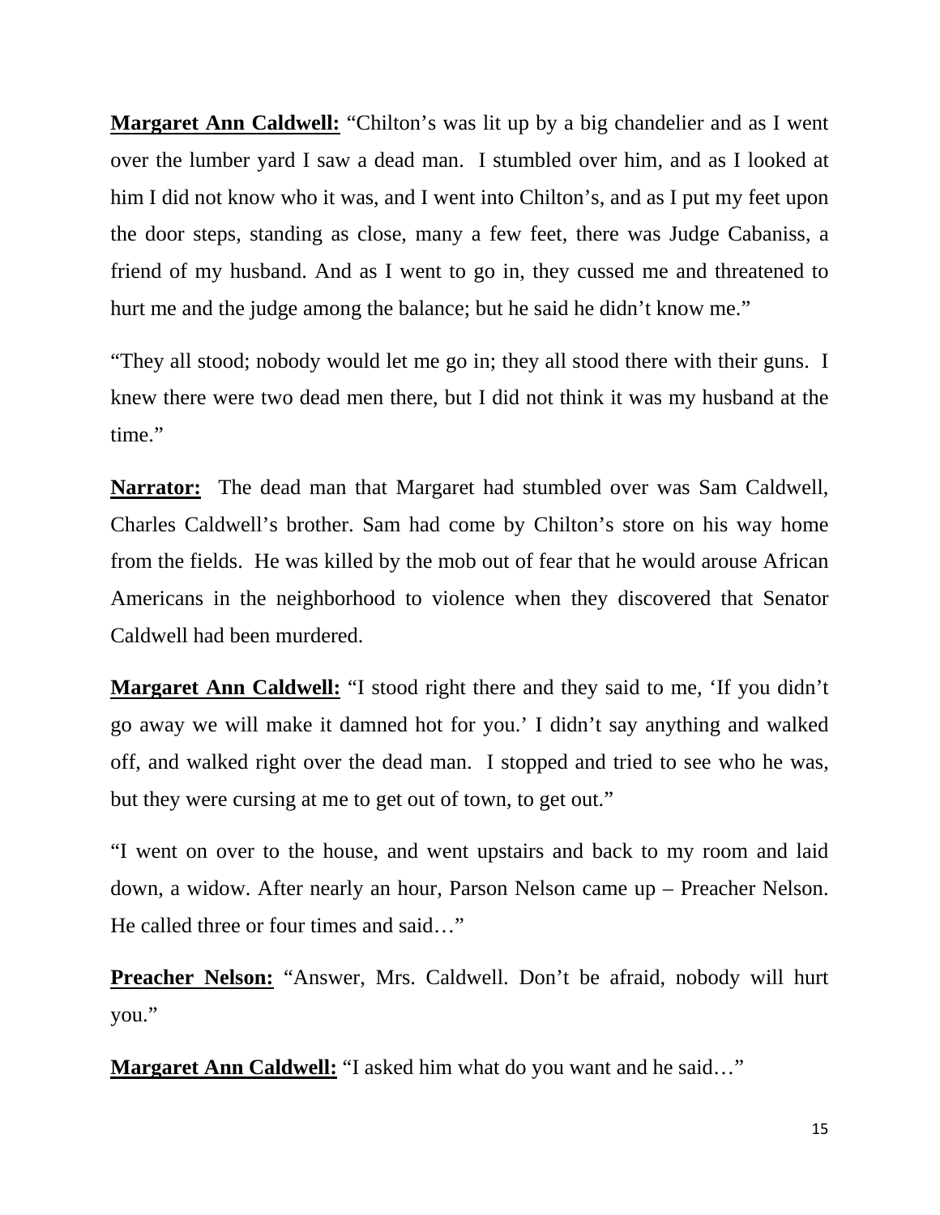**<u>Margaret Ann Caldwell:</u>** "Chilton's was lit up by a big chandelier and as I went over the lumber yard I saw a dead man. I stumbled over him, and as I looked at him I did not know who it was, and I went into Chilton's, and as I put my feet upon the door steps, standing as close, many a few feet, there was Judge Cabaniss, a friend of my husband. And as I went to go in, they cussed me and threatened to hurt me and the judge among the balance; but he said he didn't know me."

"They all stood; nobody would let me go in; they all stood there with their guns. I knew there were two dead men there, but I did not think it was my husband at the time."

**<u>Narrator:</u>** The dead man that Margaret had stumbled over was Sam Caldwell, Charles Caldwell's brother. Sam had come by Chilton's store on his way home from the fields. He was killed by the mob out of fear that he would arouse African Americans in the neighborhood to violence when they discovered that Senator Caldwell had been murdered.

**<u>Margaret Ann Caldwell:</u>** "I stood right there and they said to me, 'If you didn't go away we will make it damned hot for you.' I didn't say anything and walked off, and walked right over the dead man. I stopped and tried to see who he was, but they were cursing at me to get out of town, to get out."

"I went on over to the house, and went upstairs and back to my room and laid down, a widow. After nearly an hour, Parson Nelson came up – Preacher Nelson. He called three or four times and said…"

**<u>Preacher Nelson:</u>** "Answer, Mrs. Caldwell. Don't be afraid, nobody will hurt you."

**<u>Margaret Ann Caldwell:</u>** "I asked him what do you want and he said…"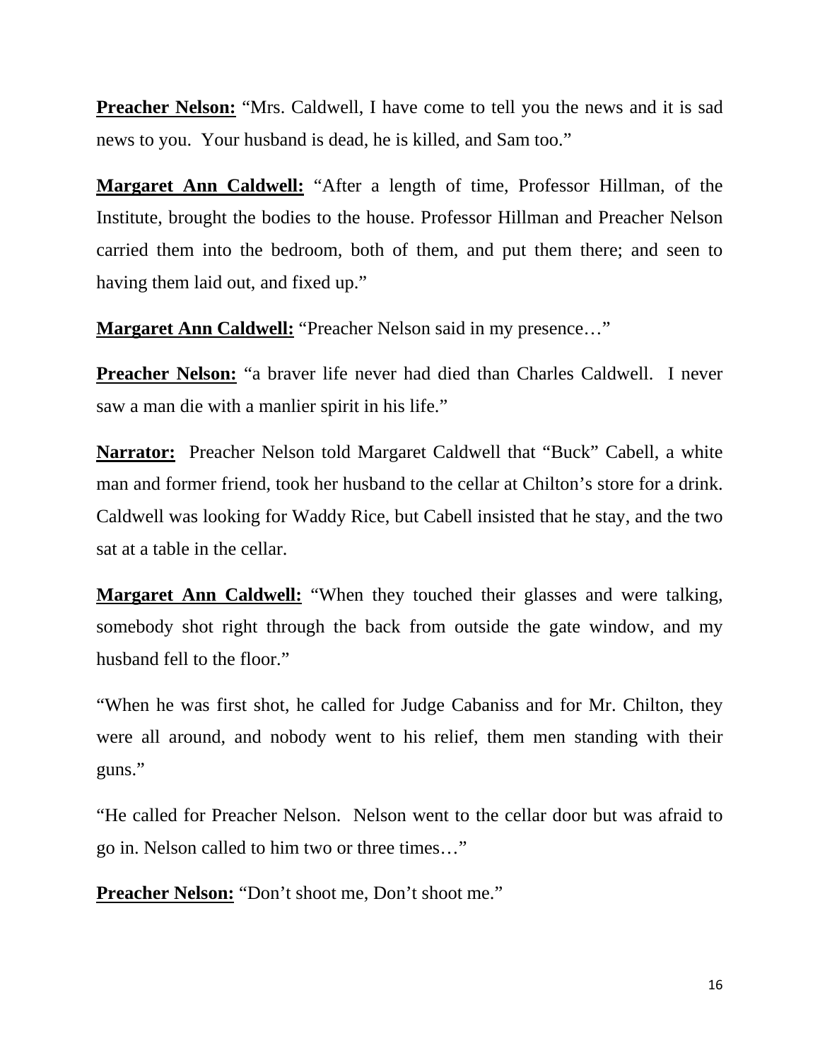**Preacher Nelson:** "Mrs. Caldwell, I have come to tell you the news and it is sad news to you. Your husband is dead, he is killed, and Sam too."

**Margaret Ann Caldwell:** "After a length of time, Professor Hillman, of the Institute, brought the bodies to the house. Professor Hillman and Preacher Nelson carried them into the bedroom, both of them, and put them there; and seen to having them laid out, and fixed up."

**Margaret Ann Caldwell:** "Preacher Nelson said in my presence…"

**Preacher Nelson:** "a braver life never had died than Charles Caldwell. I never saw a man die with a manlier spirit in his life."

**Narrator:** Preacher Nelson told Margaret Caldwell that "Buck" Cabell, a white man and former friend, took her husband to the cellar at Chilton's store for a drink. Caldwell was looking for Waddy Rice, but Cabell insisted that he stay, and the two sat at a table in the cellar.

**Margaret Ann Caldwell:** "When they touched their glasses and were talking, somebody shot right through the back from outside the gate window, and my husband fell to the floor."

"When he was first shot, he called for Judge Cabaniss and for Mr. Chilton, they were all around, and nobody went to his relief, them men standing with their guns."

"He called for Preacher Nelson. Nelson went to the cellar door but was afraid to go in. Nelson called to him two or three times…"

**Preacher Nelson:** "Don't shoot me, Don't shoot me."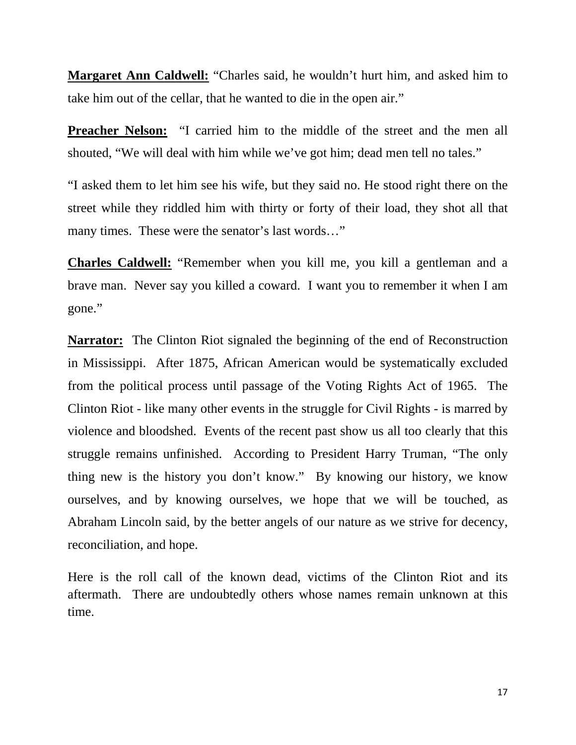**<u>Margaret Ann Caldwell:</u>** "Charles said, he wouldn't hurt him, and asked him to take him out of the cellar, that he wanted to die in the open air."

**<u>Preacher Nelson:</u>** "I carried him to the middle of the street and the men all shouted, "We will deal with him while we've got him; dead men tell no tales."

"I asked them to let him see his wife, but they said no. He stood right there on the street while they riddled him with thirty or forty of their load, they shot all that many times. These were the senator's last words…"

**<u>Charles Caldwell:</u>** "Remember when you kill me, you kill a gentleman and a brave man. Never say you killed a coward. I want you to remember it when I am gone."

**<u>Narrator:</u>** The Clinton Riot signaled the beginning of the end of Reconstruction in Mississippi. After 1875, African American would be systematically excluded from the political process until passage of the Voting Rights Act of 1965. The Clinton Riot - like many other events in the struggle for Civil Rights - is marred by violence and bloodshed. Events of the recent past show us all too clearly that this struggle remains unfinished. According to President Harry Truman, "The only thing new is the history you don't know." By knowing our history, we know ourselves, and by knowing ourselves, we hope that we will be touched, as Abraham Lincoln said, by the better angels of our nature as we strive for decency, reconciliation, and hope.

Here is the roll call of the known dead, victims of the Clinton Riot and its aftermath. There are undoubtedly others whose names remain unknown at this time.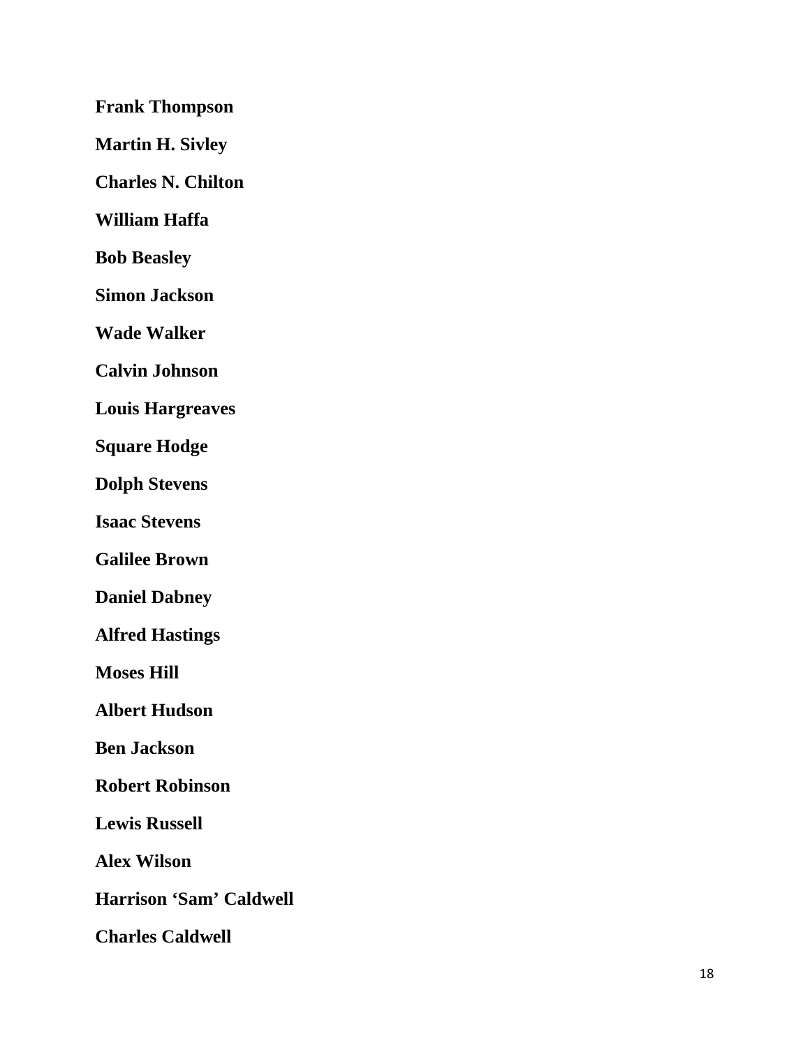**Frank Thompson**

**Martin H. Sivley**

**Charles N. Chilton**

**William Haffa**

**Bob Beasley**

**Simon Jackson**

**Wade Walker**

**Calvin Johnson**

**Louis Hargreaves**

**Square Hodge**

**Dolph Stevens**

**Isaac Stevens**

**Galilee Brown**

**Daniel Dabney**

**Alfred Hastings**

**Moses Hill**

**Albert Hudson**

**Ben Jackson**

**Robert Robinson**

**Lewis Russell**

**Alex Wilson**

**Harrison 'Sam' Caldwell**

**Charles Caldwell**